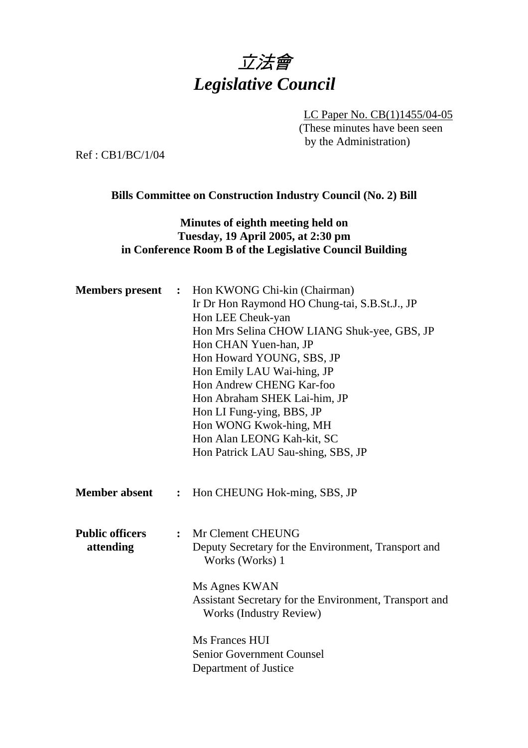# *立法會*
# *Legislative Council*

LC Paper No. CB(1)1455/04-05
(These minutes have been seen by the Administration)

Ref : CB1/BC/1/04

**Bills Committee on Construction Industry Council (No. 2) Bill**

**Minutes of eighth meeting held on Tuesday, 19 April 2005, at 2:30 pm in Conference Room B of the Legislative Council Building**

**Members present :**
Hon KWONG Chi-kin (Chairman)
Ir Dr Hon Raymond HO Chung-tai, S.B.St.J., JP
Hon LEE Cheuk-yan
Hon Mrs Selina CHOW LIANG Shuk-yee, GBS, JP
Hon CHAN Yuen-han, JP
Hon Howard YOUNG, SBS, JP
Hon Emily LAU Wai-hing, JP
Hon Andrew CHENG Kar-foo
Hon Abraham SHEK Lai-him, JP
Hon LI Fung-ying, BBS, JP
Hon WONG Kwok-hing, MH
Hon Alan LEONG Kah-kit, SC
Hon Patrick LAU Sau-shing, SBS, JP

**Member absent :**
Hon CHEUNG Hok-ming, SBS, JP

**Public officers attending :**
Mr Clement CHEUNG
Deputy Secretary for the Environment, Transport and Works (Works) 1

Ms Agnes KWAN
Assistant Secretary for the Environment, Transport and Works (Industry Review)

Ms Frances HUI
Senior Government Counsel
Department of Justice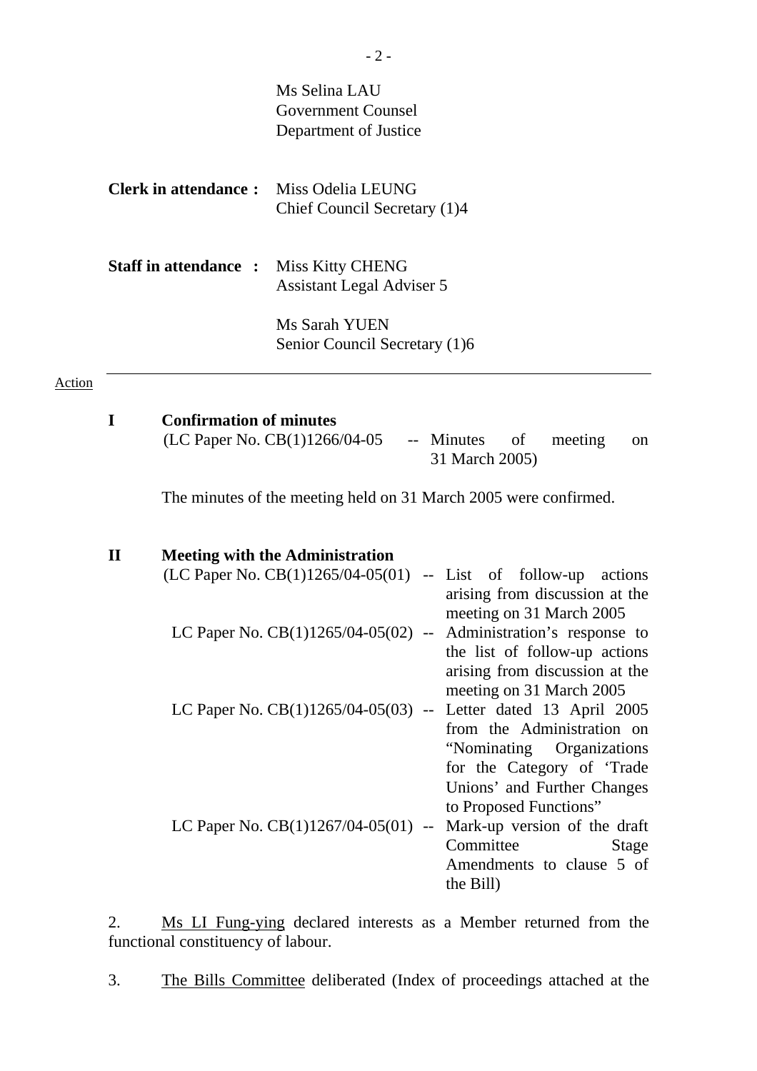Ms Selina LAU
Government Counsel
Department of Justice

**Clerk in attendance :** Miss Odelia LEUNG
Chief Council Secretary (1)4

**Staff in attendance :** Miss Kitty CHENG
Assistant Legal Adviser 5

Ms Sarah YUEN
Senior Council Secretary (1)6

---

Action

**I Confirmation of minutes**

(LC Paper No. CB(1)1266/04-05 -- Minutes of meeting on 31 March 2005)

The minutes of the meeting held on 31 March 2005 were confirmed.

**II Meeting with the Administration**

(LC Paper No. CB(1)1265/04-05(01) -- List of follow-up actions arising from discussion at the meeting on 31 March 2005

LC Paper No. CB(1)1265/04-05(02) -- Administration's response to the list of follow-up actions arising from discussion at the meeting on 31 March 2005

LC Paper No. CB(1)1265/04-05(03) -- Letter dated 13 April 2005 from the Administration on "Nominating Organizations for the Category of 'Trade Unions' and Further Changes to Proposed Functions"

LC Paper No. CB(1)1267/04-05(01) -- Mark-up version of the draft Committee Stage Amendments to clause 5 of the Bill)

2. Ms LI Fung-ying declared interests as a Member returned from the functional constituency of labour.

3. The Bills Committee deliberated (Index of proceedings attached at the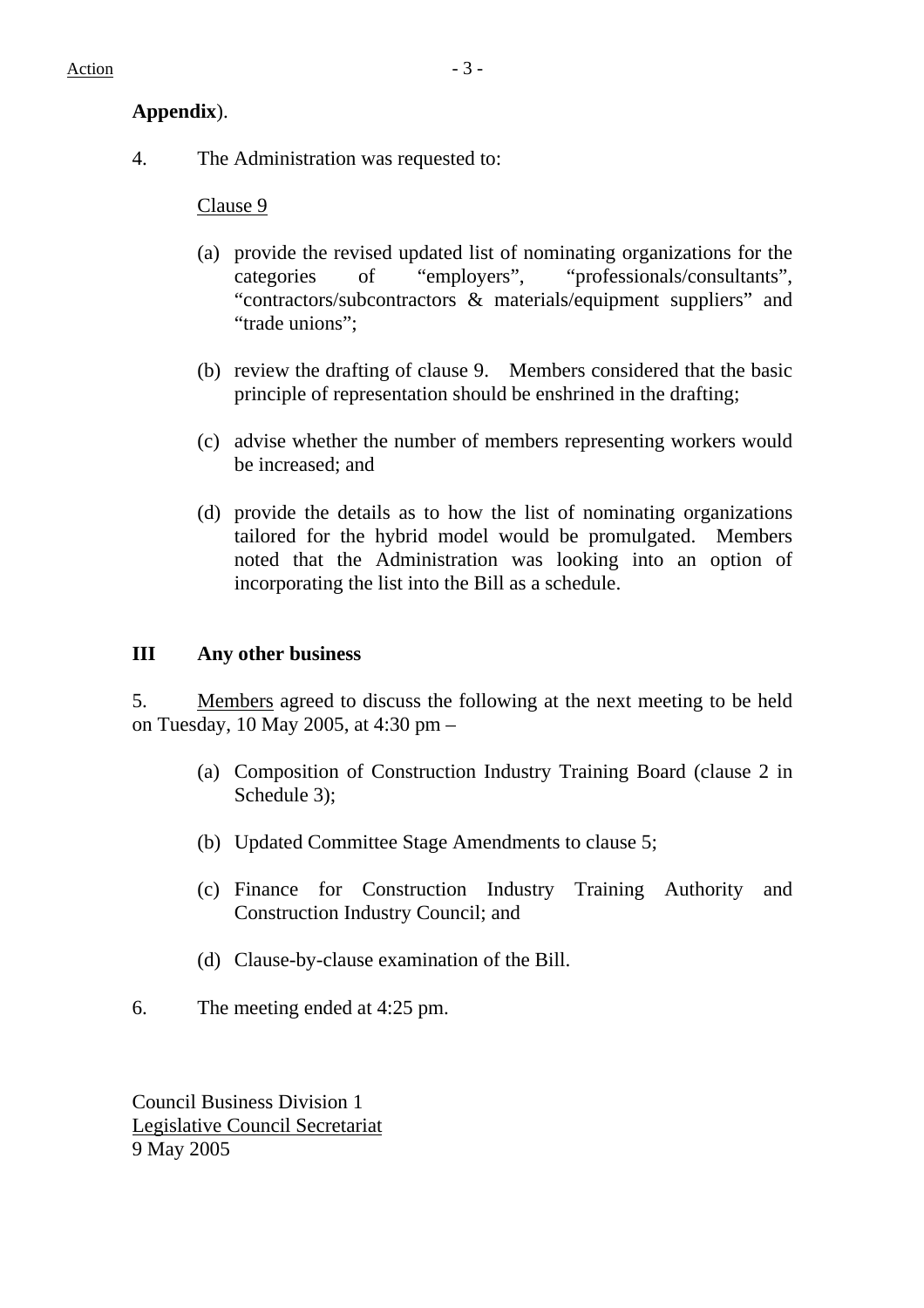**Appendix**).

4. The Administration was requested to:

Clause 9

(a) provide the revised updated list of nominating organizations for the categories of "employers", "professionals/consultants", "contractors/subcontractors & materials/equipment suppliers" and "trade unions";

(b) review the drafting of clause 9. Members considered that the basic principle of representation should be enshrined in the drafting;

(c) advise whether the number of members representing workers would be increased; and

(d) provide the details as to how the list of nominating organizations tailored for the hybrid model would be promulgated. Members noted that the Administration was looking into an option of incorporating the list into the Bill as a schedule.

## III Any other business

5. Members agreed to discuss the following at the next meeting to be held on Tuesday, 10 May 2005, at 4:30 pm –

(a) Composition of Construction Industry Training Board (clause 2 in Schedule 3);

(b) Updated Committee Stage Amendments to clause 5;

(c) Finance for Construction Industry Training Authority and Construction Industry Council; and

(d) Clause-by-clause examination of the Bill.

6. The meeting ended at 4:25 pm.

Council Business Division 1
Legislative Council Secretariat
9 May 2005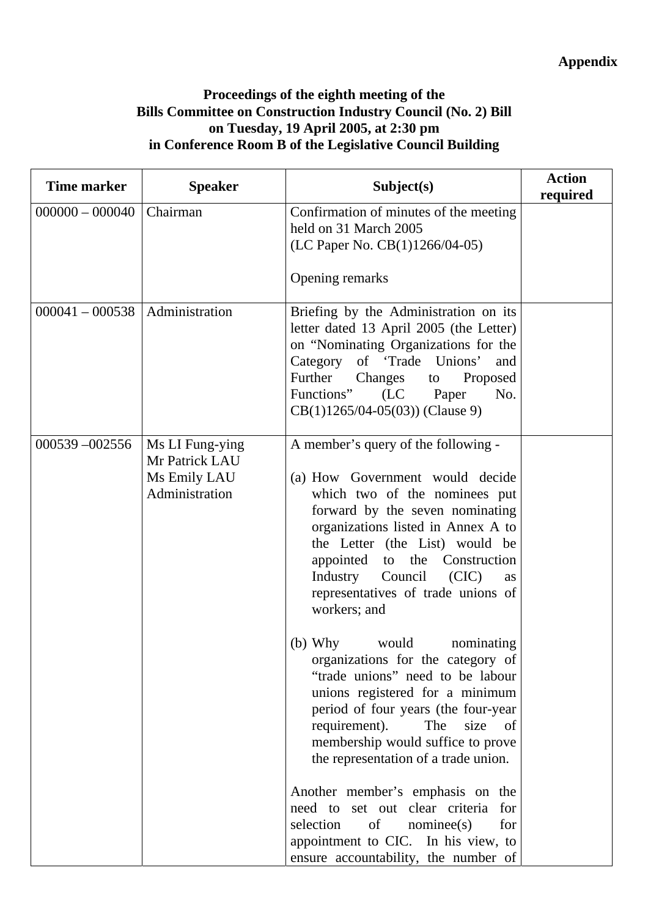**Appendix**

**Proceedings of the eighth meeting of the Bills Committee on Construction Industry Council (No. 2) Bill on Tuesday, 19 April 2005, at 2:30 pm in Conference Room B of the Legislative Council Building**

| Time marker | Speaker | Subject(s) | Action required |
|---|---|---|---|
| 000000 – 000040 | Chairman | Confirmation of minutes of the meeting held on 31 March 2005 (LC Paper No. CB(1)1266/04-05)<br><br>Opening remarks | |
| 000041 – 000538 | Administration | Briefing by the Administration on its letter dated 13 April 2005 (the Letter) on "Nominating Organizations for the Category of 'Trade Unions' and Further Changes to Proposed Functions" (LC Paper No. CB(1)1265/04-05(03)) (Clause 9) | |
| 000539 –002556 | Ms LI Fung-ying<br>Mr Patrick LAU<br>Ms Emily LAU<br>Administration | A member's query of the following -<br><br>(a) How Government would decide which two of the nominees put forward by the seven nominating organizations listed in Annex A to the Letter (the List) would be appointed to the Construction Industry Council (CIC) as representatives of trade unions of workers; and<br><br>(b) Why would nominating organizations for the category of "trade unions" need to be labour unions registered for a minimum period of four years (the four-year requirement). The size of membership would suffice to prove the representation of a trade union.<br><br>Another member's emphasis on the need to set out clear criteria for selection of nominee(s) for appointment to CIC. In his view, to ensure accountability, the number of | |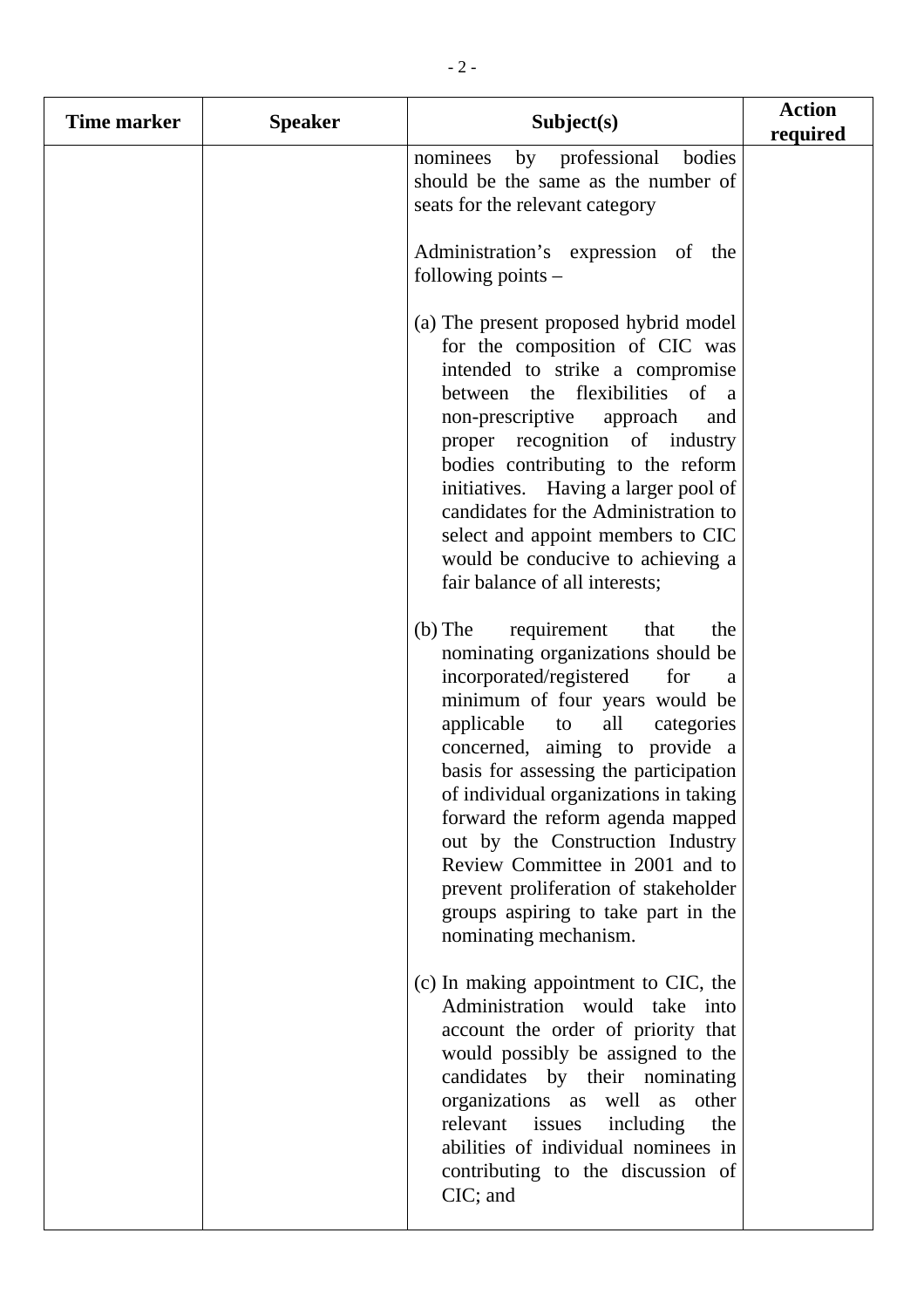| Time marker | Speaker | Subject(s) | Action required |
|---|---|---|---|
| | | nominees by professional bodies should be the same as the number of seats for the relevant category<br><br>Administration's expression of the following points –<br><br>(a) The present proposed hybrid model for the composition of CIC was intended to strike a compromise between the flexibilities of a non-prescriptive approach and proper recognition of industry bodies contributing to the reform initiatives. Having a larger pool of candidates for the Administration to select and appoint members to CIC would be conducive to achieving a fair balance of all interests;<br><br>(b) The requirement that the nominating organizations should be incorporated/registered for a minimum of four years would be applicable to all categories concerned, aiming to provide a basis for assessing the participation of individual organizations in taking forward the reform agenda mapped out by the Construction Industry Review Committee in 2001 and to prevent proliferation of stakeholder groups aspiring to take part in the nominating mechanism.<br><br>(c) In making appointment to CIC, the Administration would take into account the order of priority that would possibly be assigned to the candidates by their nominating organizations as well as other relevant issues including the abilities of individual nominees in contributing to the discussion of CIC; and | |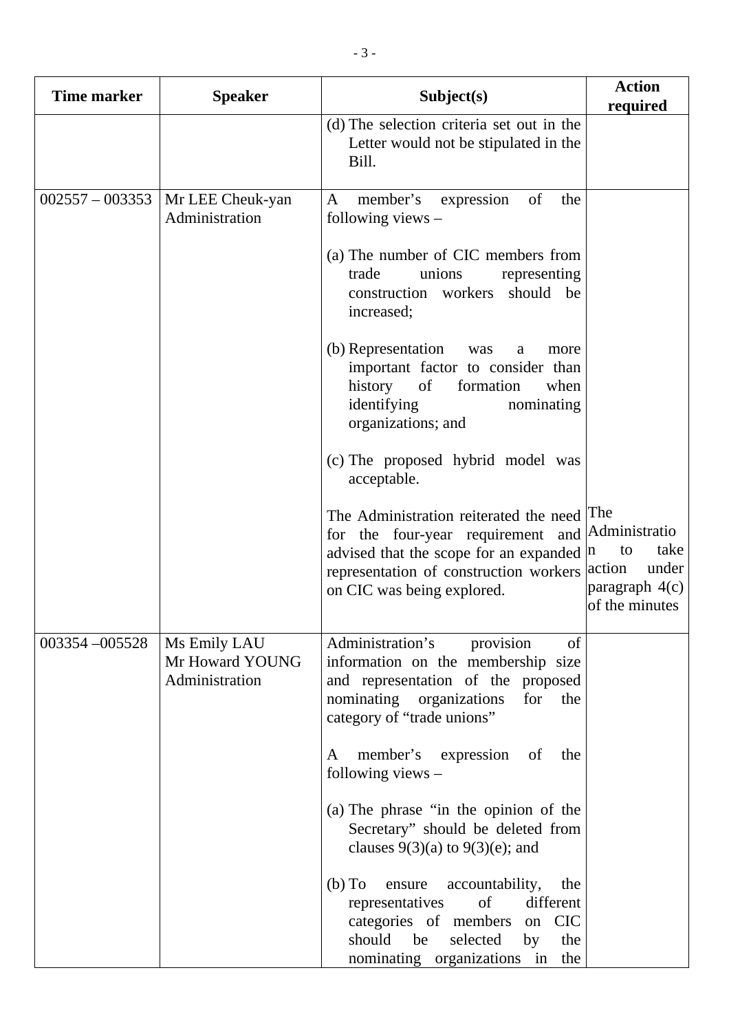| Time marker | Speaker | Subject(s) | Action required |
|---|---|---|---|
| | | (d) The selection criteria set out in the Letter would not be stipulated in the Bill. | |
| 002557 – 003353 | Mr LEE Cheuk-yan<br>Administration | A member's expression of the following views –<br><br>(a) The number of CIC members from trade unions representing construction workers should be increased;<br><br>(b) Representation was a more important factor to consider than history of formation when identifying nominating organizations; and<br><br>(c) The proposed hybrid model was acceptable.<br><br>The Administration reiterated the need for the four-year requirement and advised that the scope for an expanded representation of construction workers on CIC was being explored. | The Administration to take action under paragraph 4(c) of the minutes |
| 003354 –005528 | Ms Emily LAU<br>Mr Howard YOUNG<br>Administration | Administration's provision of information on the membership size and representation of the proposed nominating organizations for the category of "trade unions"<br><br>A member's expression of the following views –<br><br>(a) The phrase "in the opinion of the Secretary" should be deleted from clauses 9(3)(a) to 9(3)(e); and<br><br>(b) To ensure accountability, the representatives of different categories of members on CIC should be selected by the nominating organizations in the | |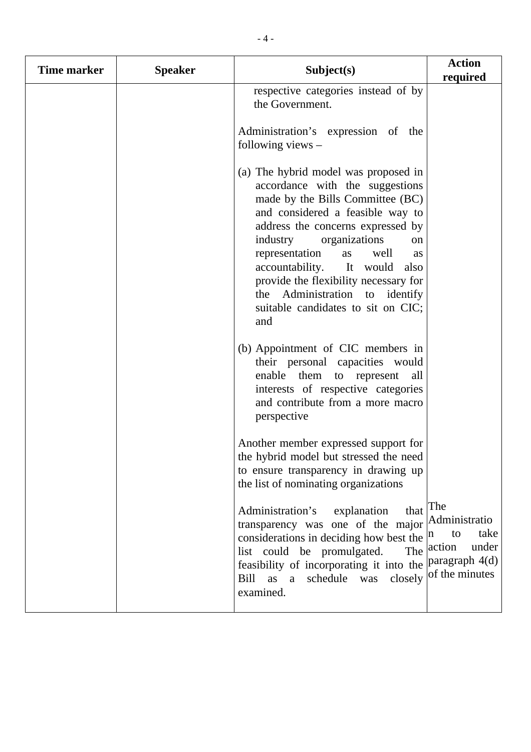| Time marker | Speaker | Subject(s) | Action required |
|---|---|---|---|
| | | respective categories instead of by the Government.<br><br>Administration's expression of the following views –<br><br>(a) The hybrid model was proposed in accordance with the suggestions made by the Bills Committee (BC) and considered a feasible way to address the concerns expressed by industry organizations on representation as well as accountability. It would also provide the flexibility necessary for the Administration to identify suitable candidates to sit on CIC; and<br><br>(b) Appointment of CIC members in their personal capacities would enable them to represent all interests of respective categories and contribute from a more macro perspective<br><br>Another member expressed support for the hybrid model but stressed the need to ensure transparency in drawing up the list of nominating organizations<br><br>Administration's explanation that transparency was one of the major considerations in deciding how best the list could be promulgated. The feasibility of incorporating it into the Bill as a schedule was closely examined. | The Administration to take action under paragraph 4(d) of the minutes |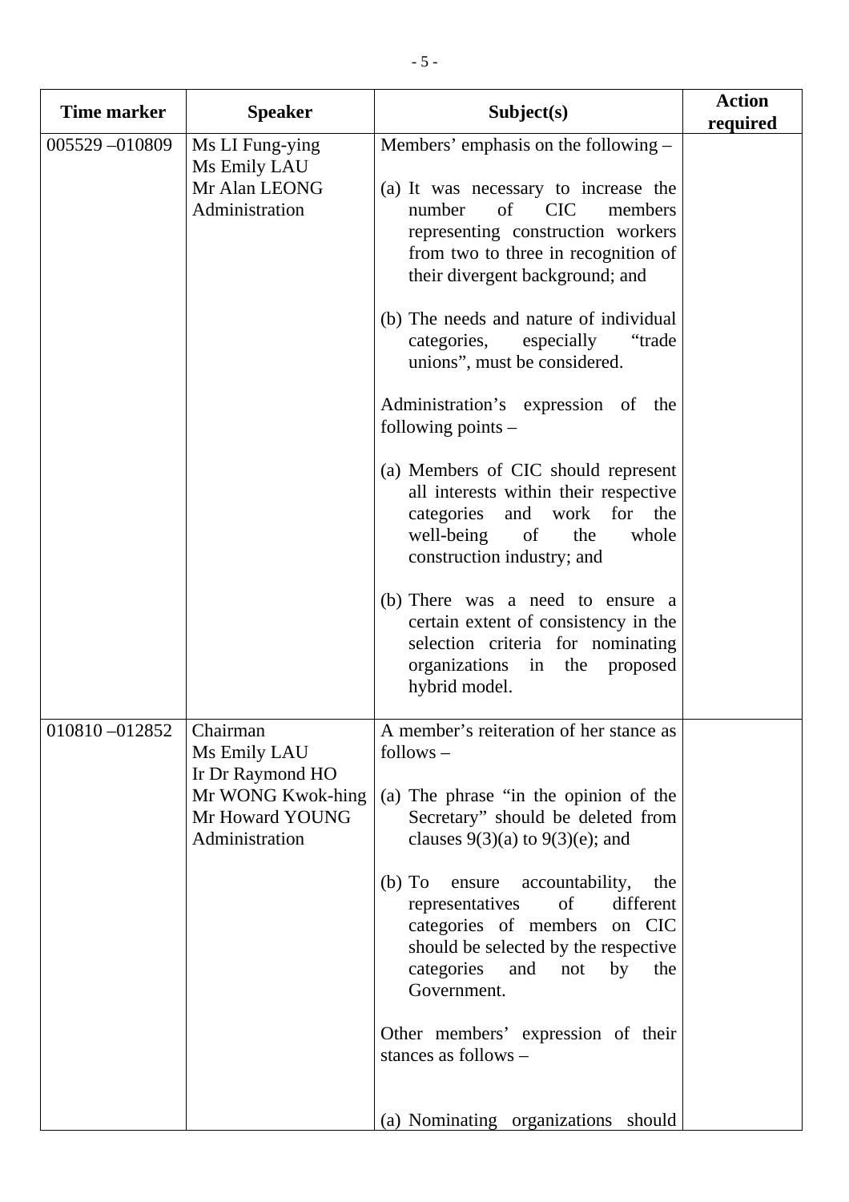| Time marker | Speaker | Subject(s) | Action required |
| --- | --- | --- | --- |
| 005529 – 010809 | Ms LI Fung-ying<br>Ms Emily LAU<br>Mr Alan LEONG<br>Administration | Members' emphasis on the following –<br><br>(a) It was necessary to increase the number of CIC members representing construction workers from two to three in recognition of their divergent background; and<br><br>(b) The needs and nature of individual categories, especially "trade unions", must be considered.<br><br>Administration's expression of the following points –<br><br>(a) Members of CIC should represent all interests within their respective categories and work for the well-being of the whole construction industry; and<br><br>(b) There was a need to ensure a certain extent of consistency in the selection criteria for nominating organizations in the proposed hybrid model. | |
| 010810 – 012852 | Chairman<br>Ms Emily LAU<br>Ir Dr Raymond HO<br>Mr WONG Kwok-hing<br>Mr Howard YOUNG<br>Administration | A member's reiteration of her stance as follows –<br><br>(a) The phrase "in the opinion of the Secretary" should be deleted from clauses 9(3)(a) to 9(3)(e); and<br><br>(b) To ensure accountability, the representatives of different categories of members on CIC should be selected by the respective categories and not by the Government.<br><br>Other members' expression of their stances as follows –<br><br>(a) Nominating organizations should | |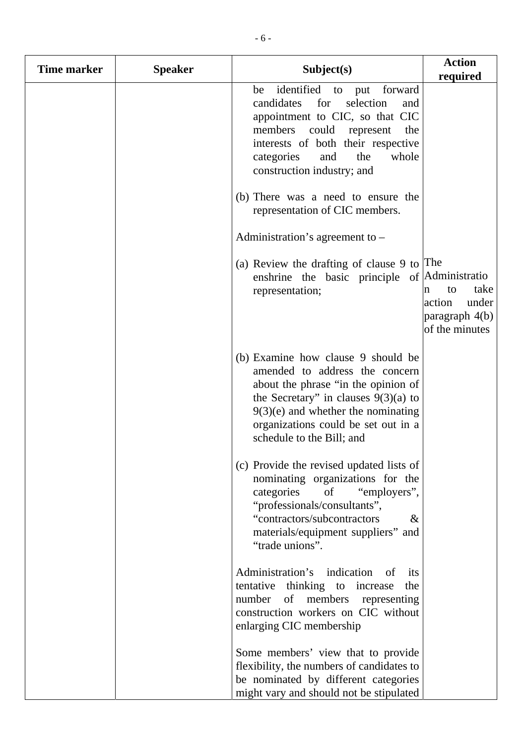| Time marker | Speaker | Subject(s) | Action required |
|---|---|---|---|
| | | be identified to put forward candidates for selection and appointment to CIC, so that CIC members could represent the interests of both their respective categories and the whole construction industry; and<br><br>(b) There was a need to ensure the representation of CIC members.<br><br>Administration's agreement to –<br><br>(a) Review the drafting of clause 9 to enshrine the basic principle of representation;<br><br>(b) Examine how clause 9 should be amended to address the concern about the phrase "in the opinion of the Secretary" in clauses 9(3)(a) to 9(3)(e) and whether the nominating organizations could be set out in a schedule to the Bill; and<br><br>(c) Provide the revised updated lists of nominating organizations for the categories of "employers", "professionals/consultants", "contractors/subcontractors & materials/equipment suppliers" and "trade unions".<br><br>Administration's indication of its tentative thinking to increase the number of members representing construction workers on CIC without enlarging CIC membership<br><br>Some members' view that to provide flexibility, the numbers of candidates to be nominated by different categories might vary and should not be stipulated | The Administration to take action under paragraph 4(b) of the minutes |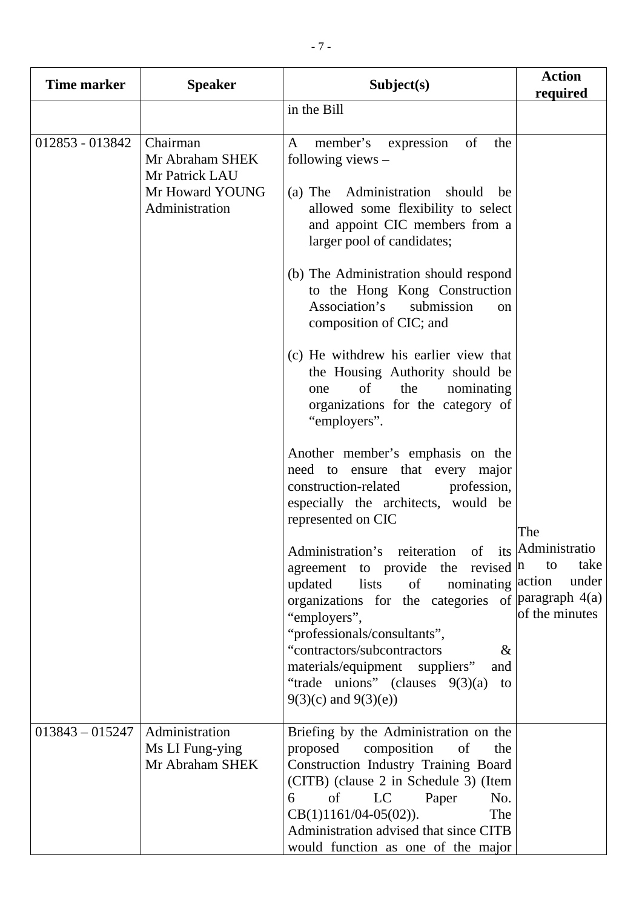| Time marker | Speaker | Subject(s) | Action required |
|---|---|---|---|
| | | in the Bill | |
| 012853 - 013842 | Chairman<br>Mr Abraham SHEK<br>Mr Patrick LAU<br>Mr Howard YOUNG<br>Administration | A member's expression of the following views –<br><br>(a) The Administration should be allowed some flexibility to select and appoint CIC members from a larger pool of candidates;<br><br>(b) The Administration should respond to the Hong Kong Construction Association's submission on composition of CIC; and<br><br>(c) He withdrew his earlier view that the Housing Authority should be one of the nominating organizations for the category of "employers".<br><br>Another member's emphasis on the need to ensure that every major construction-related profession, especially the architects, would be represented on CIC<br><br>Administration's reiteration of its agreement to provide the revised updated lists of nominating organizations for the categories of "employers", "professionals/consultants", "contractors/subcontractors & materials/equipment suppliers" and "trade unions" (clauses 9(3)(a) to 9(3)(c) and 9(3)(e)) | The Administration to take action under paragraph 4(a) of the minutes |
| 013843 – 015247 | Administration<br>Ms LI Fung-ying<br>Mr Abraham SHEK | Briefing by the Administration on the proposed composition of the Construction Industry Training Board (CITB) (clause 2 in Schedule 3) (Item 6 of LC Paper No. CB(1)1161/04-05(02)). The Administration advised that since CITB would function as one of the major | |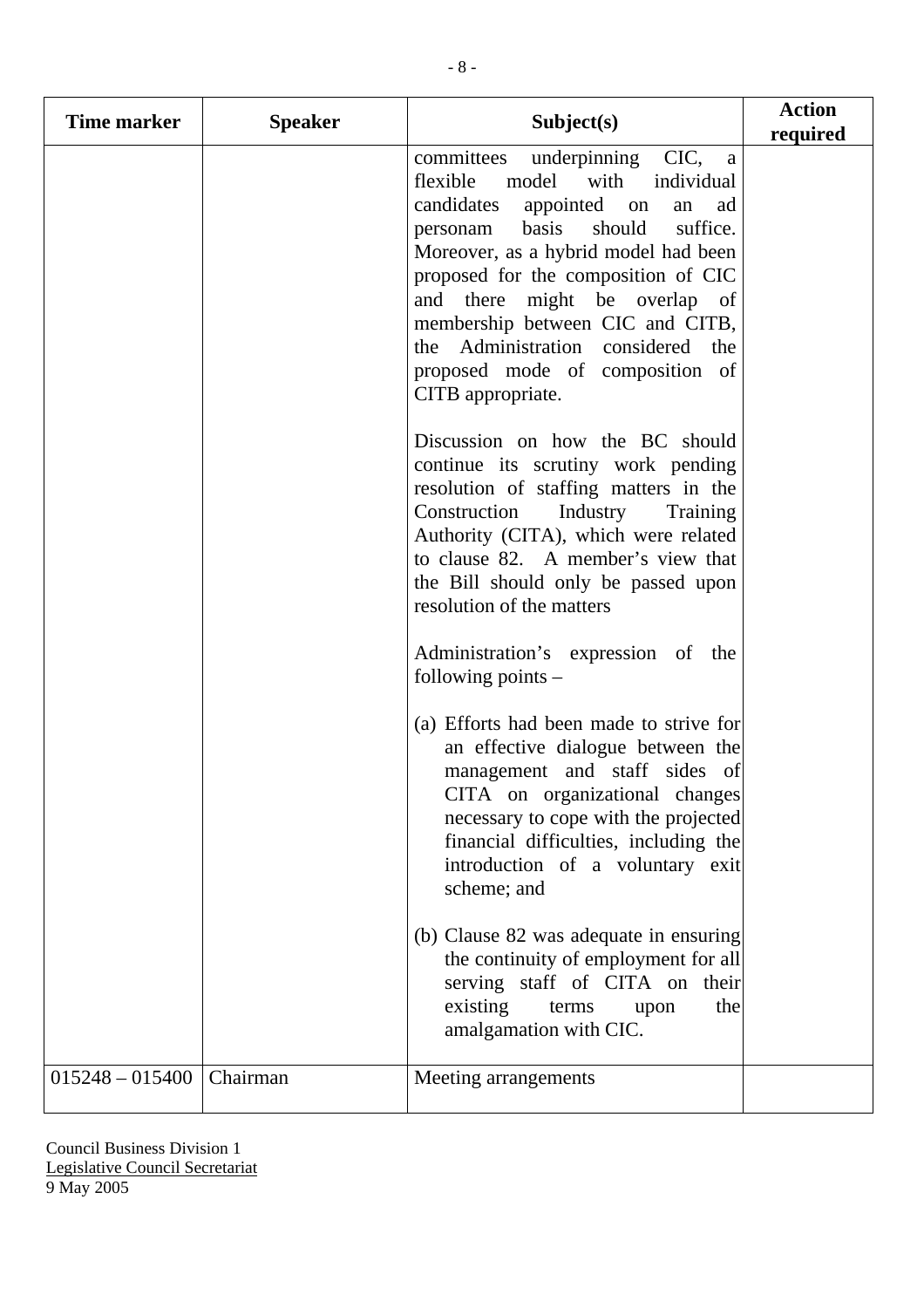| Time marker | Speaker | Subject(s) | Action required |
| --- | --- | --- | --- |
| | | committees underpinning CIC, a flexible model with individual candidates appointed on an ad personam basis should suffice. Moreover, as a hybrid model had been proposed for the composition of CIC and there might be overlap of membership between CIC and CITB, the Administration considered the proposed mode of composition of CITB appropriate.<br><br>Discussion on how the BC should continue its scrutiny work pending resolution of staffing matters in the Construction Industry Training Authority (CITA), which were related to clause 82. A member's view that the Bill should only be passed upon resolution of the matters<br><br>Administration's expression of the following points –<br><br>(a) Efforts had been made to strive for an effective dialogue between the management and staff sides of CITA on organizational changes necessary to cope with the projected financial difficulties, including the introduction of a voluntary exit scheme; and<br><br>(b) Clause 82 was adequate in ensuring the continuity of employment for all serving staff of CITA on their existing terms upon the amalgamation with CIC. | |
| 015248 – 015400 | Chairman | Meeting arrangements | |

Council Business Division 1
Legislative Council Secretariat
9 May 2005